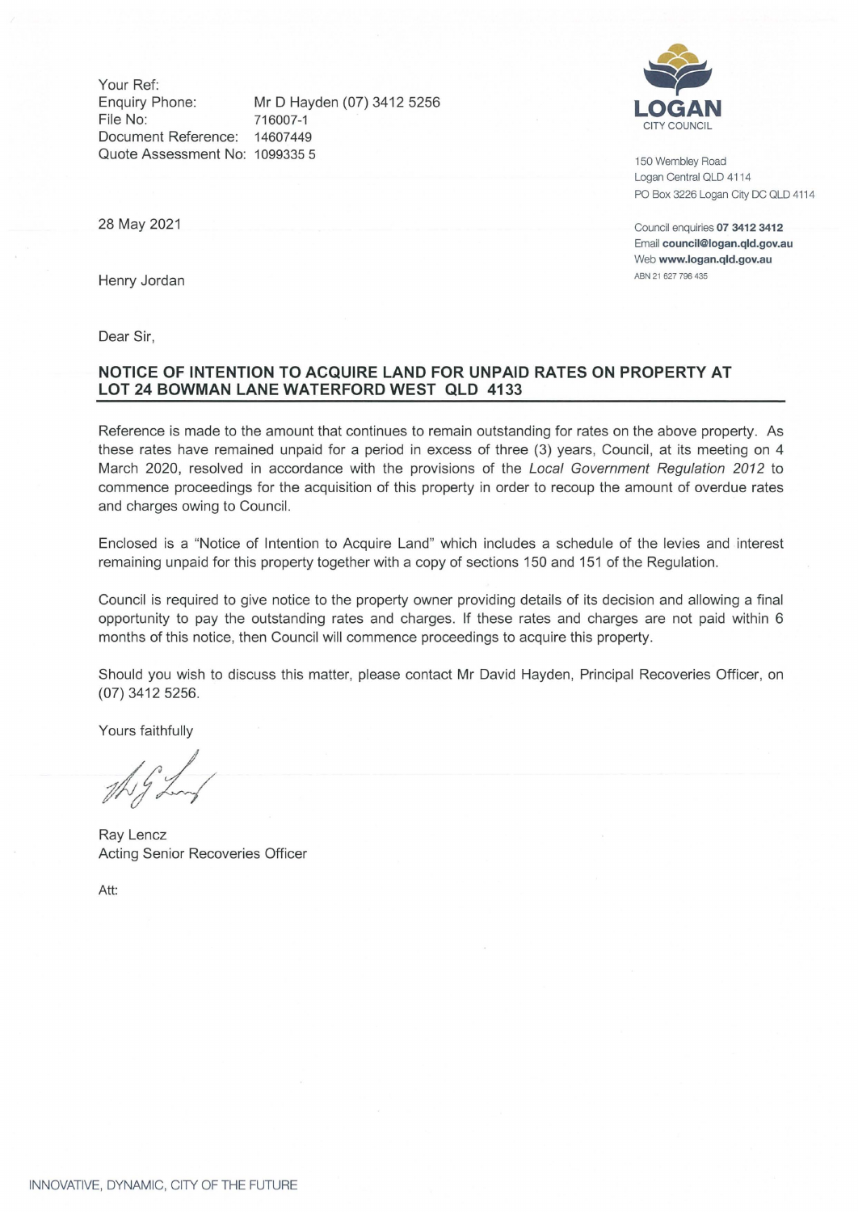Your Ref:
Enquiry Phone: Mr D Hayden (07) 3412 5256
File No: 716007-1
Document Reference: 14607449
Quote Assessment No: 1099335 5

LOGAN
CITY COUNCIL

150 Wembley Road
Logan Central QLD 4114
PO Box 3226 Logan City DC QLD 4114

Council enquiries **07 3412 3412**
Email **council@logan.qld.gov.au**
Web **www.logan.qld.gov.au**
ABN 21 627 796 435

28 May 2021

Henry Jordan

Dear Sir,

**NOTICE OF INTENTION TO ACQUIRE LAND FOR UNPAID RATES ON PROPERTY AT LOT 24 BOWMAN LANE WATERFORD WEST QLD 4133**

Reference is made to the amount that continues to remain outstanding for rates on the above property. As these rates have remained unpaid for a period in excess of three (3) years, Council, at its meeting on 4 March 2020, resolved in accordance with the provisions of the *Local Government Regulation 2012* to commence proceedings for the acquisition of this property in order to recoup the amount of overdue rates and charges owing to Council.

Enclosed is a "Notice of Intention to Acquire Land" which includes a schedule of the levies and interest remaining unpaid for this property together with a copy of sections 150 and 151 of the Regulation.

Council is required to give notice to the property owner providing details of its decision and allowing a final opportunity to pay the outstanding rates and charges. If these rates and charges are not paid within 6 months of this notice, then Council will commence proceedings to acquire this property.

Should you wish to discuss this matter, please contact Mr David Hayden, Principal Recoveries Officer, on (07) 3412 5256.

Yours faithfully

Ray Lencz
Acting Senior Recoveries Officer

Att:

INNOVATIVE, DYNAMIC, CITY OF THE FUTURE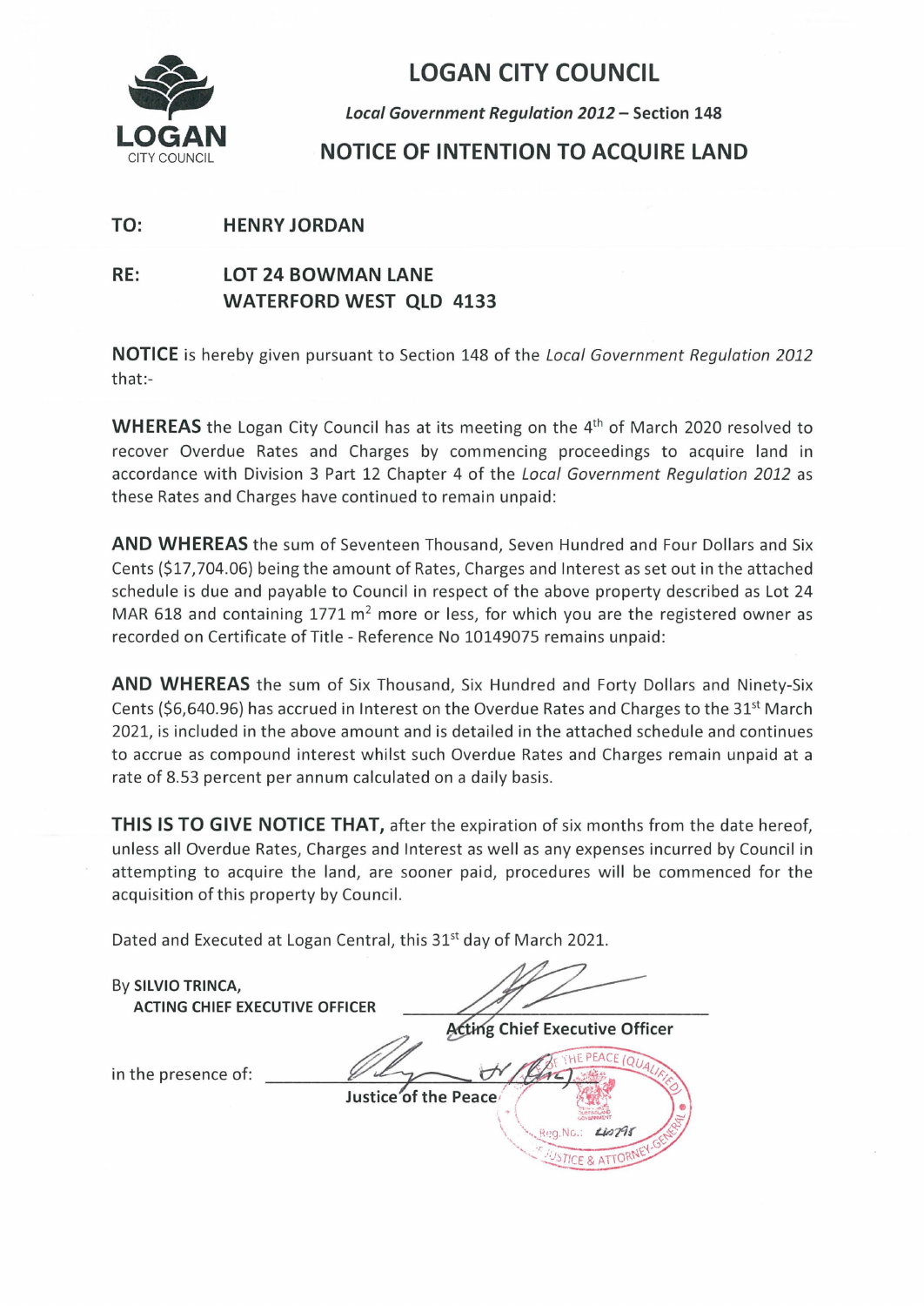LOGAN CITY COUNCIL

# LOGAN CITY COUNCIL

*Local Government Regulation 2012* – Section 148

## NOTICE OF INTENTION TO ACQUIRE LAND

**TO:** **HENRY JORDAN**

**RE:** **LOT 24 BOWMAN LANE**
**WATERFORD WEST QLD 4133**

**NOTICE** is hereby given pursuant to Section 148 of the *Local Government Regulation 2012* that:-

**WHEREAS** the Logan City Council has at its meeting on the 4th of March 2020 resolved to recover Overdue Rates and Charges by commencing proceedings to acquire land in accordance with Division 3 Part 12 Chapter 4 of the *Local Government Regulation 2012* as these Rates and Charges have continued to remain unpaid:

**AND WHEREAS** the sum of Seventeen Thousand, Seven Hundred and Four Dollars and Six Cents ($17,704.06) being the amount of Rates, Charges and Interest as set out in the attached schedule is due and payable to Council in respect of the above property described as Lot 24 MAR 618 and containing 1771 $m^2$ more or less, for which you are the registered owner as recorded on Certificate of Title - Reference No 10149075 remains unpaid:

**AND WHEREAS** the sum of Six Thousand, Six Hundred and Forty Dollars and Ninety-Six Cents ($6,640.96) has accrued in Interest on the Overdue Rates and Charges to the 31st March 2021, is included in the above amount and is detailed in the attached schedule and continues to accrue as compound interest whilst such Overdue Rates and Charges remain unpaid at a rate of 8.53 percent per annum calculated on a daily basis.

**THIS IS TO GIVE NOTICE THAT,** after the expiration of six months from the date hereof, unless all Overdue Rates, Charges and Interest as well as any expenses incurred by Council in attempting to acquire the land, are sooner paid, procedures will be commenced for the acquisition of this property by Council.

Dated and Executed at Logan Central, this 31st day of March 2021.

By **SILVIO TRINCA,**
**ACTING CHIEF EXECUTIVE OFFICER**

\_\_\_\_\_\_\_\_\_\_\_\_\_\_\_\_\_\_\_\_\_\_\_\_\_\_\_\_\_\_
**Acting Chief Executive Officer**

in the presence of: \_\_\_\_\_\_\_\_\_\_\_\_\_\_\_\_\_\_\_\_\_\_\_\_\_\_\_\_\_\_
**Justice of the Peace**

JUSTICE OF THE PEACE (QUALIFIED)
Reg. No.: 40798
JUSTICE & ATTORNEY-GENERAL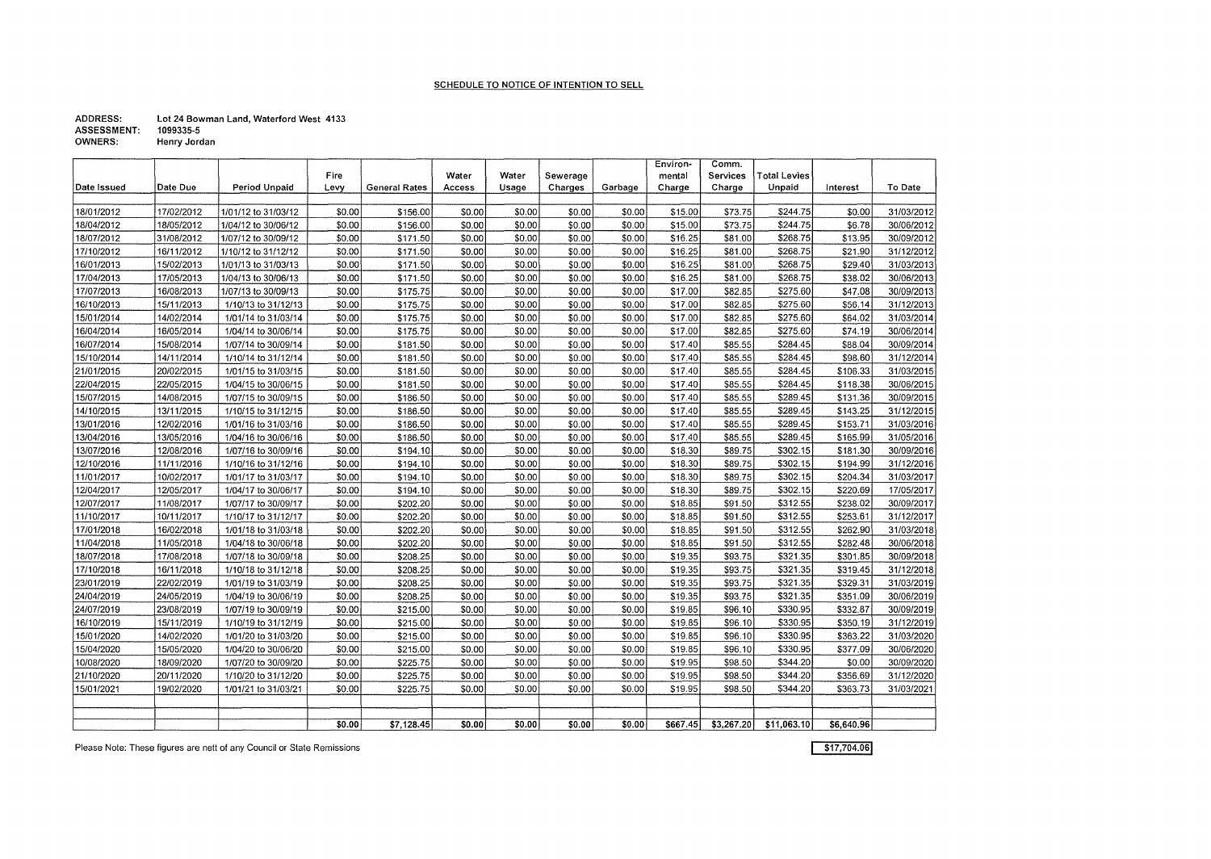## SCHEDULE TO NOTICE OF INTENTION TO SELL

**ADDRESS:** Lot 24 Bowman Land, Waterford West 4133
**ASSESSMENT:** 1099335-5
**OWNERS:** Henry Jordan

| Date Issued | Date Due | Period Unpaid | Fire Levy | General Rates | Water Access | Water Usage | Sewerage Charges | Garbage | Environ-mental Charge | Comm. Services Charge | Total Levies Unpaid | Interest | To Date |
|---|---|---|---|---|---|---|---|---|---|---|---|---|---|
| 18/01/2012 | 17/02/2012 | 1/01/12 to 31/03/12 | $0.00 | $156.00 | $0.00 | $0.00 | $0.00 | $0.00 | $15.00 | $73.75 | $244.75 | $0.00 | 31/03/2012 |
| 18/04/2012 | 18/05/2012 | 1/04/12 to 30/06/12 | $0.00 | $156.00 | $0.00 | $0.00 | $0.00 | $0.00 | $15.00 | $73.75 | $244.75 | $6.78 | 30/06/2012 |
| 18/07/2012 | 31/08/2012 | 1/07/12 to 30/09/12 | $0.00 | $171.50 | $0.00 | $0.00 | $0.00 | $0.00 | $16.25 | $81.00 | $268.75 | $13.95 | 30/09/2012 |
| 17/10/2012 | 16/11/2012 | 1/10/12 to 31/12/12 | $0.00 | $171.50 | $0.00 | $0.00 | $0.00 | $0.00 | $16.25 | $81.00 | $268.75 | $21.90 | 31/12/2012 |
| 16/01/2013 | 15/02/2013 | 1/01/13 to 31/03/13 | $0.00 | $171.50 | $0.00 | $0.00 | $0.00 | $0.00 | $16.25 | $81.00 | $268.75 | $29.40 | 31/03/2013 |
| 17/04/2013 | 17/05/2013 | 1/04/13 to 30/06/13 | $0.00 | $171.50 | $0.00 | $0.00 | $0.00 | $0.00 | $16.25 | $81.00 | $268.75 | $38.02 | 30/06/2013 |
| 17/07/2013 | 16/08/2013 | 1/07/13 to 30/09/13 | $0.00 | $175.75 | $0.00 | $0.00 | $0.00 | $0.00 | $17.00 | $82.85 | $275.60 | $47.08 | 30/09/2013 |
| 16/10/2013 | 15/11/2013 | 1/10/13 to 31/12/13 | $0.00 | $175.75 | $0.00 | $0.00 | $0.00 | $0.00 | $17.00 | $82.85 | $275.60 | $56.14 | 31/12/2013 |
| 15/01/2014 | 14/02/2014 | 1/01/14 to 31/03/14 | $0.00 | $175.75 | $0.00 | $0.00 | $0.00 | $0.00 | $17.00 | $82.85 | $275.60 | $64.02 | 31/03/2014 |
| 16/04/2014 | 16/05/2014 | 1/04/14 to 30/06/14 | $0.00 | $175.75 | $0.00 | $0.00 | $0.00 | $0.00 | $17.00 | $82.85 | $275.60 | $74.19 | 30/06/2014 |
| 16/07/2014 | 15/08/2014 | 1/07/14 to 30/09/14 | $0.00 | $181.50 | $0.00 | $0.00 | $0.00 | $0.00 | $17.40 | $85.55 | $284.45 | $88.04 | 30/09/2014 |
| 15/10/2014 | 14/11/2014 | 1/10/14 to 31/12/14 | $0.00 | $181.50 | $0.00 | $0.00 | $0.00 | $0.00 | $17.40 | $85.55 | $284.45 | $98.60 | 31/12/2014 |
| 21/01/2015 | 20/02/2015 | 1/01/15 to 31/03/15 | $0.00 | $181.50 | $0.00 | $0.00 | $0.00 | $0.00 | $17.40 | $85.55 | $284.45 | $106.33 | 31/03/2015 |
| 22/04/2015 | 22/05/2015 | 1/04/15 to 30/06/15 | $0.00 | $181.50 | $0.00 | $0.00 | $0.00 | $0.00 | $17.40 | $85.55 | $284.45 | $118.38 | 30/06/2015 |
| 15/07/2015 | 14/08/2015 | 1/07/15 to 30/09/15 | $0.00 | $186.50 | $0.00 | $0.00 | $0.00 | $0.00 | $17.40 | $85.55 | $289.45 | $131.36 | 30/09/2015 |
| 14/10/2015 | 13/11/2015 | 1/10/15 to 31/12/15 | $0.00 | $186.50 | $0.00 | $0.00 | $0.00 | $0.00 | $17.40 | $85.55 | $289.45 | $143.25 | 31/12/2015 |
| 13/01/2016 | 12/02/2016 | 1/01/16 to 31/03/16 | $0.00 | $186.50 | $0.00 | $0.00 | $0.00 | $0.00 | $17.40 | $85.55 | $289.45 | $153.71 | 31/03/2016 |
| 13/04/2016 | 13/05/2016 | 1/04/16 to 30/06/16 | $0.00 | $186.50 | $0.00 | $0.00 | $0.00 | $0.00 | $17.40 | $85.55 | $289.45 | $165.99 | 31/05/2016 |
| 13/07/2016 | 12/08/2016 | 1/07/16 to 30/09/16 | $0.00 | $194.10 | $0.00 | $0.00 | $0.00 | $0.00 | $18.30 | $89.75 | $302.15 | $181.30 | 30/09/2016 |
| 12/10/2016 | 11/11/2016 | 1/10/16 to 31/12/16 | $0.00 | $194.10 | $0.00 | $0.00 | $0.00 | $0.00 | $18.30 | $89.75 | $302.15 | $194.99 | 31/12/2016 |
| 11/01/2017 | 10/02/2017 | 1/01/17 to 31/03/17 | $0.00 | $194.10 | $0.00 | $0.00 | $0.00 | $0.00 | $18.30 | $89.75 | $302.15 | $204.34 | 31/03/2017 |
| 12/04/2017 | 12/05/2017 | 1/04/17 to 30/06/17 | $0.00 | $194.10 | $0.00 | $0.00 | $0.00 | $0.00 | $18.30 | $89.75 | $302.15 | $220.69 | 17/05/2017 |
| 12/07/2017 | 11/08/2017 | 1/07/17 to 30/09/17 | $0.00 | $202.20 | $0.00 | $0.00 | $0.00 | $0.00 | $18.85 | $91.50 | $312.55 | $238.02 | 30/09/2017 |
| 11/10/2017 | 10/11/2017 | 1/10/17 to 31/12/17 | $0.00 | $202.20 | $0.00 | $0.00 | $0.00 | $0.00 | $18.85 | $91.50 | $312.55 | $253.61 | 31/12/2017 |
| 17/01/2018 | 16/02/2018 | 1/01/18 to 31/03/18 | $0.00 | $202.20 | $0.00 | $0.00 | $0.00 | $0.00 | $18.85 | $91.50 | $312.55 | $262.90 | 31/03/2018 |
| 11/04/2018 | 11/05/2018 | 1/04/18 to 30/06/18 | $0.00 | $202.20 | $0.00 | $0.00 | $0.00 | $0.00 | $18.85 | $91.50 | $312.55 | $282.48 | 30/06/2018 |
| 18/07/2018 | 17/08/2018 | 1/07/18 to 30/09/18 | $0.00 | $208.25 | $0.00 | $0.00 | $0.00 | $0.00 | $19.35 | $93.75 | $321.35 | $301.85 | 30/09/2018 |
| 17/10/2018 | 16/11/2018 | 1/10/18 to 31/12/18 | $0.00 | $208.25 | $0.00 | $0.00 | $0.00 | $0.00 | $19.35 | $93.75 | $321.35 | $319.45 | 31/12/2018 |
| 23/01/2019 | 22/02/2019 | 1/01/19 to 31/03/19 | $0.00 | $208.25 | $0.00 | $0.00 | $0.00 | $0.00 | $19.35 | $93.75 | $321.35 | $329.31 | 31/03/2019 |
| 24/04/2019 | 24/05/2019 | 1/04/19 to 30/06/19 | $0.00 | $208.25 | $0.00 | $0.00 | $0.00 | $0.00 | $19.35 | $93.75 | $321.35 | $351.09 | 30/06/2019 |
| 24/07/2019 | 23/08/2019 | 1/07/19 to 30/09/19 | $0.00 | $215.00 | $0.00 | $0.00 | $0.00 | $0.00 | $19.85 | $96.10 | $330.95 | $332.87 | 30/09/2019 |
| 16/10/2019 | 15/11/2019 | 1/10/19 to 31/12/19 | $0.00 | $215.00 | $0.00 | $0.00 | $0.00 | $0.00 | $19.85 | $96.10 | $330.95 | $350.19 | 31/12/2019 |
| 15/01/2020 | 14/02/2020 | 1/01/20 to 31/03/20 | $0.00 | $215.00 | $0.00 | $0.00 | $0.00 | $0.00 | $19.85 | $96.10 | $330.95 | $363.22 | 31/03/2020 |
| 15/04/2020 | 15/05/2020 | 1/04/20 to 30/06/20 | $0.00 | $215.00 | $0.00 | $0.00 | $0.00 | $0.00 | $19.85 | $96.10 | $330.95 | $377.09 | 30/06/2020 |
| 10/08/2020 | 18/09/2020 | 1/07/20 to 30/09/20 | $0.00 | $225.75 | $0.00 | $0.00 | $0.00 | $0.00 | $19.95 | $98.50 | $344.20 | $0.00 | 30/09/2020 |
| 21/10/2020 | 20/11/2020 | 1/10/20 to 31/12/20 | $0.00 | $225.75 | $0.00 | $0.00 | $0.00 | $0.00 | $19.95 | $98.50 | $344.20 | $356.69 | 31/12/2020 |
| 15/01/2021 | 19/02/2020 | 1/01/21 to 31/03/21 | $0.00 | $225.75 | $0.00 | $0.00 | $0.00 | $0.00 | $19.95 | $98.50 | $344.20 | $363.73 | 31/03/2021 |
| | | | | | | | | | | | | | |
| | | | $0.00 | $7,128.45 | $0.00 | $0.00 | $0.00 | $0.00 | $667.45 | $3,267.20 | $11,063.10 | $6,640.96 | |

Please Note: These figures are nett of any Council or State Remissions

**$17,704.06**